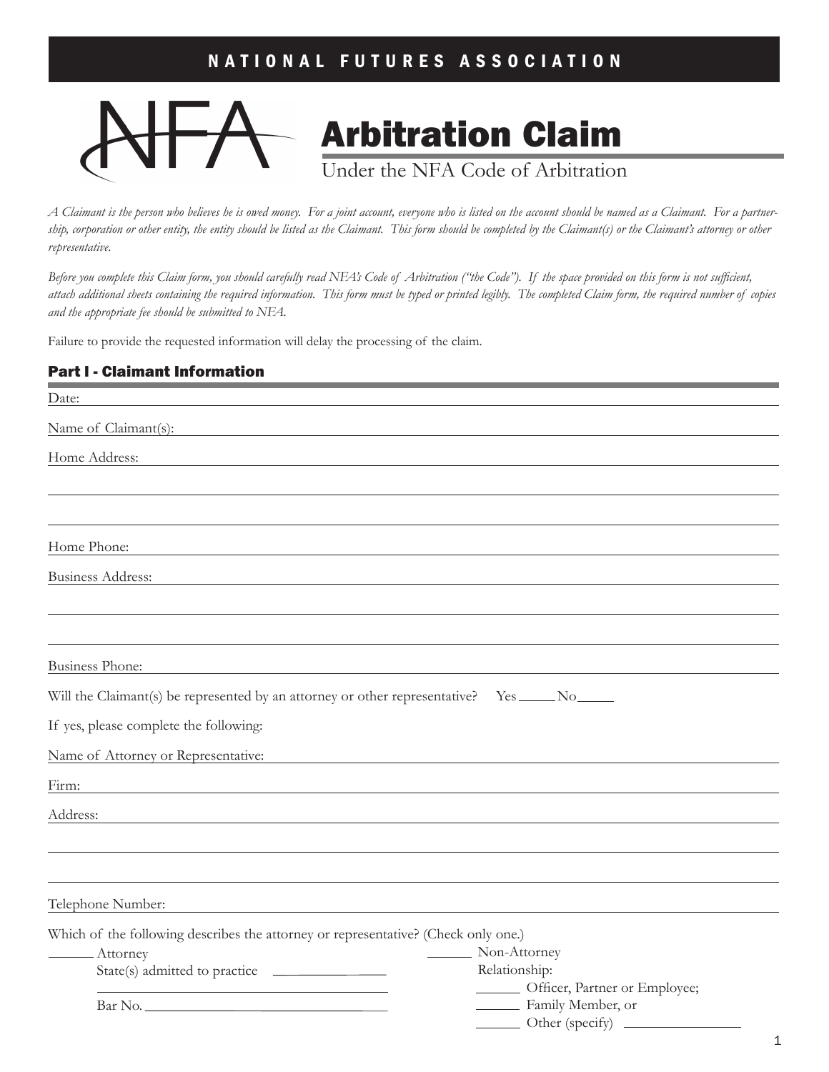NATIONAL FUTURES ASSOCIATION

NFA

# Arbitration Claim

Under the NFA Code of Arbitration

*A Claimant is the person who believes he is owed money. For a joint account, everyone who is listed on the account should be named as a Claimant. For a partnership, corporation or other entity, the entity should be listed as the Claimant. This form should be completed by the Claimant(s) or the Claimant's attorney or other representative.*

*Before you complete this Claim form, you should carefully read NFA's Code of Arbitration ("the Code"). If the space provided on this form is not sufficient, attach additional sheets containing the required information. This form must be typed or printed legibly. The completed Claim form, the required number of copies and the appropriate fee should be submitted to NFA.*

Failure to provide the requested information will delay the processing of the claim.

## Part I - Claimant Information

Date: ____________________

Name of Claimant(s): ____________________

Home Address: ____________________

____________________

____________________

Home Phone: ____________________

Business Address: ____________________

____________________

____________________

Business Phone: ____________________

Will the Claimant(s) be represented by an attorney or other representative? Yes _____ No _____

If yes, please complete the following:

Name of Attorney or Representative: ____________________

Firm: ____________________

Address: ____________________

____________________

____________________

Telephone Number: ____________________

Which of the following describes the attorney or representative? (Check only one.)

______ Attorney
State(s) admitted to practice ____________________
____________________
Bar No. ____________________

______ Non-Attorney
Relationship:
______ Officer, Partner or Employee;
______ Family Member, or
______ Other (specify) ____________________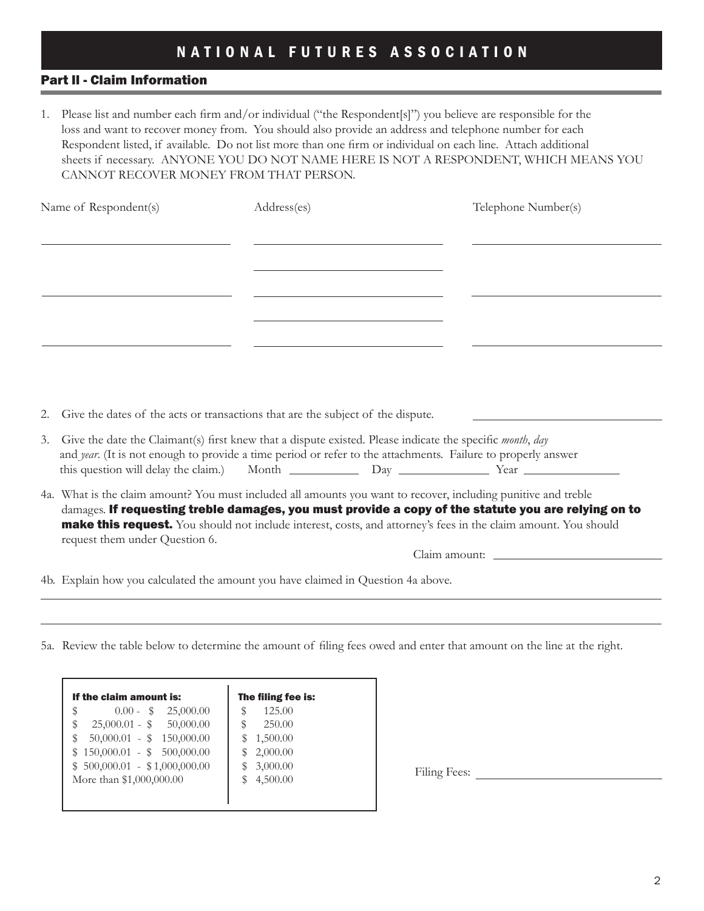# NATIONAL FUTURES ASSOCIATION

## Part II - Claim Information

1. Please list and number each firm and/or individual ("the Respondent[s]") you believe are responsible for the loss and want to recover money from. You should also provide an address and telephone number for each Respondent listed, if available. Do not list more than one firm or individual on each line. Attach additional sheets if necessary. ANYONE YOU DO NOT NAME HERE IS NOT A RESPONDENT, WHICH MEANS YOU CANNOT RECOVER MONEY FROM THAT PERSON.

| Name of Respondent(s) | Address(es) | Telephone Number(s) |
|---|---|---|
| | | |
| | | |
| | | |

2. Give the dates of the acts or transactions that are the subject of the dispute. \_\_\_\_\_\_\_\_\_\_\_\_\_\_\_\_

3. Give the date the Claimant(s) first knew that a dispute existed. Please indicate the specific *month*, *day* and *year*. (It is not enough to provide a time period or refer to the attachments. Failure to properly answer this question will delay the claim.) Month \_\_\_\_\_\_\_\_ Day \_\_\_\_\_\_\_\_ Year \_\_\_\_\_\_\_\_

4a. What is the claim amount? You must included all amounts you want to recover, including punitive and treble damages. **If requesting treble damages, you must provide a copy of the statute you are relying on to make this request.** You should not include interest, costs, and attorney's fees in the claim amount. You should request them under Question 6.

Claim amount: \_\_\_\_\_\_\_\_\_\_\_\_\_\_\_\_

4b. Explain how you calculated the amount you have claimed in Question 4a above.

\_\_\_\_\_\_\_\_\_\_\_\_\_\_\_\_\_\_\_\_\_\_\_\_\_\_\_\_\_\_\_\_\_\_\_\_\_\_\_\_

\_\_\_\_\_\_\_\_\_\_\_\_\_\_\_\_\_\_\_\_\_\_\_\_\_\_\_\_\_\_\_\_\_\_\_\_\_\_\_\_

5a. Review the table below to determine the amount of filing fees owed and enter that amount on the line at the right.

| **If the claim amount is:** | **The filing fee is:** |
|---|---|
| $ 0.00 - $ 25,000.00 | $ 125.00 |
| $ 25,000.01 - $ 50,000.00 | $ 250.00 |
| $ 50,000.01 - $ 150,000.00 | $ 1,500.00 |
| $ 150,000.01 - $ 500,000.00 | $ 2,000.00 |
| $ 500,000.01 - $ 1,000,000.00 | $ 3,000.00 |
| More than $1,000,000.00 | $ 4,500.00 |

Filing Fees: \_\_\_\_\_\_\_\_\_\_\_\_\_\_\_\_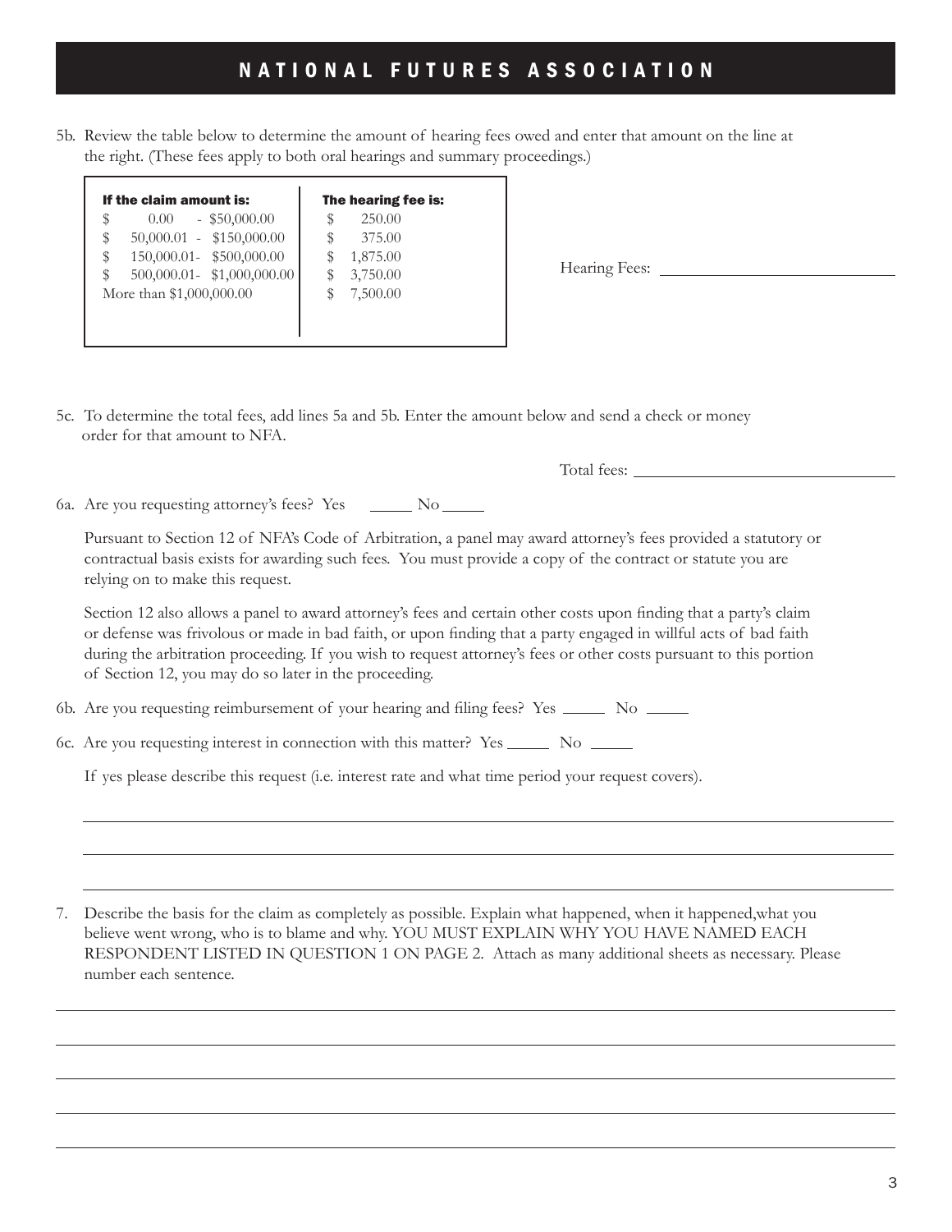# NATIONAL FUTURES ASSOCIATION

5b. Review the table below to determine the amount of hearing fees owed and enter that amount on the line at the right. (These fees apply to both oral hearings and summary proceedings.)

| If the claim amount is: | The hearing fee is: |
|---|---|
| $ 0.00 - $50,000.00 | $ 250.00 |
| $ 50,000.01 - $150,000.00 | $ 375.00 |
| $ 150,000.01- $500,000.00 | $ 1,875.00 |
| $ 500,000.01- $1,000,000.00 | $ 3,750.00 |
| More than $1,000,000.00 | $ 7,500.00 |

Hearing Fees: ____________________

5c. To determine the total fees, add lines 5a and 5b. Enter the amount below and send a check or money order for that amount to NFA.

Total fees: ____________________

6a. Are you requesting attorney's fees? Yes _____ No _____

Pursuant to Section 12 of NFA's Code of Arbitration, a panel may award attorney's fees provided a statutory or contractual basis exists for awarding such fees. You must provide a copy of the contract or statute you are relying on to make this request.

Section 12 also allows a panel to award attorney's fees and certain other costs upon finding that a party's claim or defense was frivolous or made in bad faith, or upon finding that a party engaged in willful acts of bad faith during the arbitration proceeding. If you wish to request attorney's fees or other costs pursuant to this portion of Section 12, you may do so later in the proceeding.

6b. Are you requesting reimbursement of your hearing and filing fees? Yes _____ No _____

6c. Are you requesting interest in connection with this matter? Yes _____ No _____

If yes please describe this request (i.e. interest rate and what time period your request covers).

______________________________________________________________________

______________________________________________________________________

______________________________________________________________________

7. Describe the basis for the claim as completely as possible. Explain what happened, when it happened,what you believe went wrong, who is to blame and why. YOU MUST EXPLAIN WHY YOU HAVE NAMED EACH RESPONDENT LISTED IN QUESTION 1 ON PAGE 2. Attach as many additional sheets as necessary. Please number each sentence.

______________________________________________________________________

______________________________________________________________________

______________________________________________________________________

______________________________________________________________________

______________________________________________________________________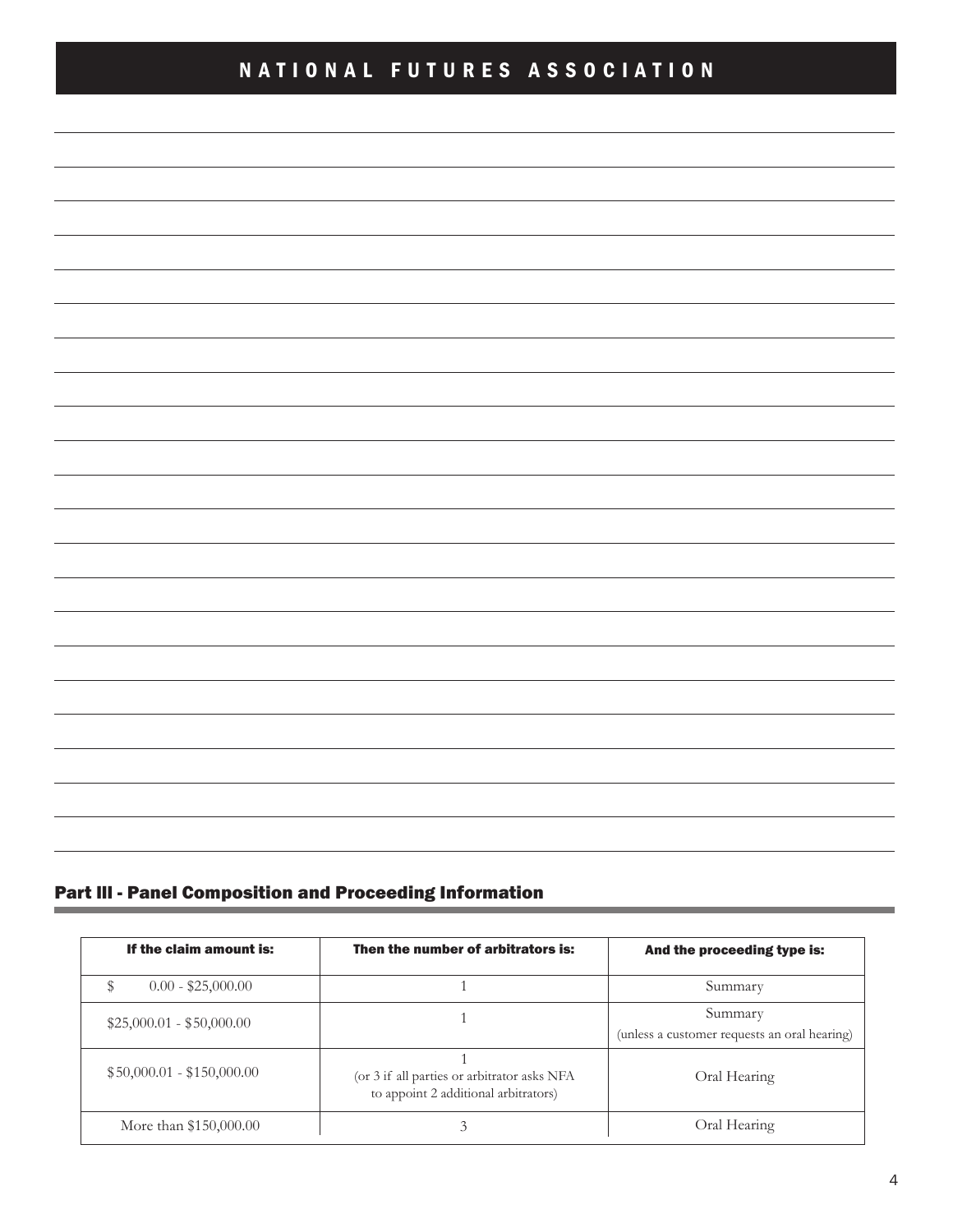## Part III - Panel Composition and Proceeding Information

| If the claim amount is: | Then the number of arbitrators is: | And the proceeding type is: |
| --- | --- | --- |
| $ 0.00 - $25,000.00 | 1 | Summary |
| $25,000.01 - $50,000.00 | 1 | Summary (unless a customer requests an oral hearing) |
| $50,000.01 - $150,000.00 | 1 (or 3 if all parties or arbitrator asks NFA to appoint 2 additional arbitrators) | Oral Hearing |
| More than $150,000.00 | 3 | Oral Hearing |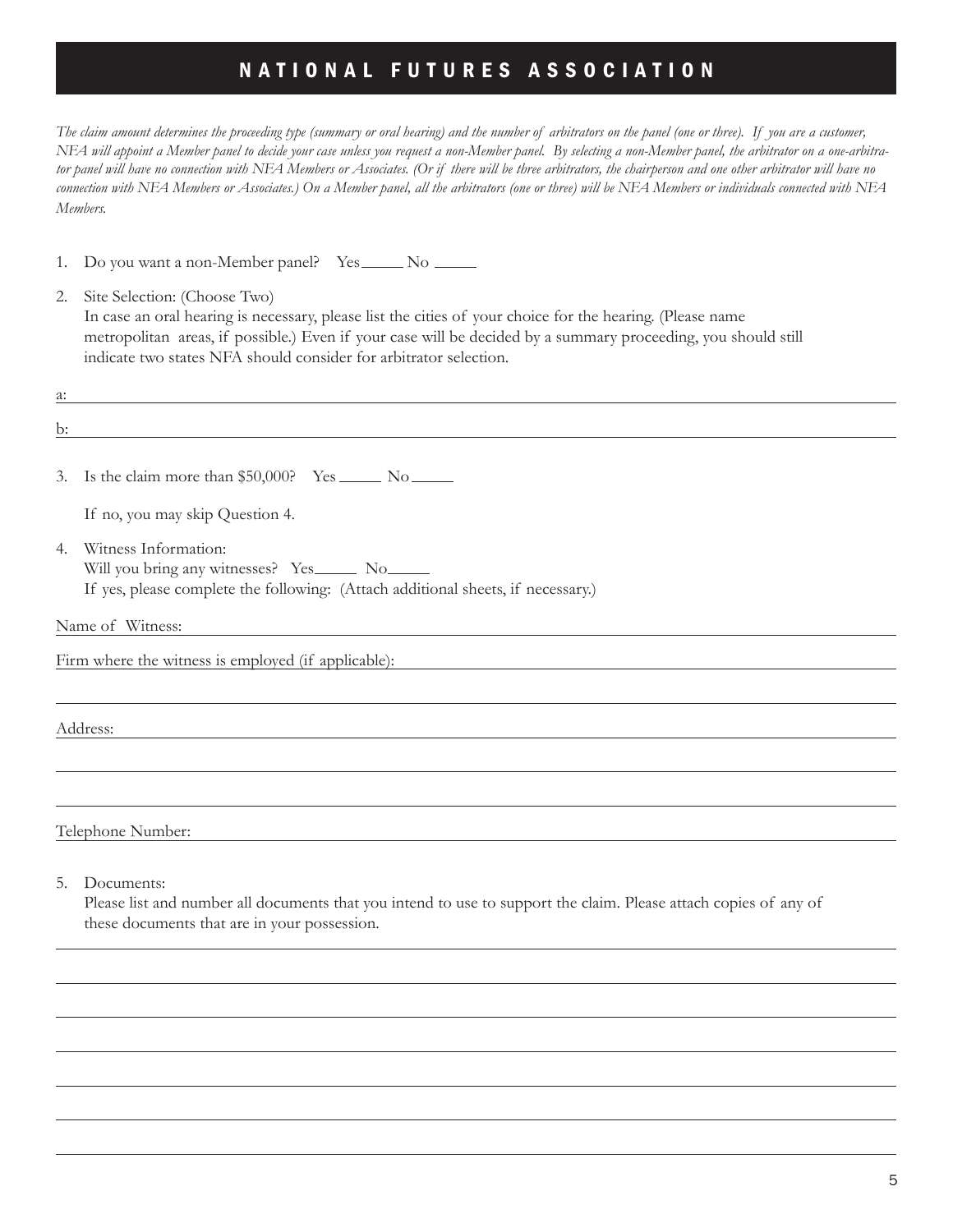# NATIONAL FUTURES ASSOCIATION

*The claim amount determines the proceeding type (summary or oral hearing) and the number of arbitrators on the panel (one or three). If you are a customer, NFA will appoint a Member panel to decide your case unless you request a non-Member panel. By selecting a non-Member panel, the arbitrator on a one-arbitrator panel will have no connection with NFA Members or Associates. (Or if there will be three arbitrators, the chairperson and one other arbitrator will have no connection with NFA Members or Associates.) On a Member panel, all the arbitrators (one or three) will be NFA Members or individuals connected with NFA Members.*

1. Do you want a non-Member panel? Yes_____ No _____

2. Site Selection: (Choose Two)
   In case an oral hearing is necessary, please list the cities of your choice for the hearing. (Please name metropolitan areas, if possible.) Even if your case will be decided by a summary proceeding, you should still indicate two states NFA should consider for arbitrator selection.

a: ____________________________________________

b: ____________________________________________

3. Is the claim more than $50,000? Yes _____ No _____

   If no, you may skip Question 4.

4. Witness Information:
   Will you bring any witnesses? Yes_____ No_____
   If yes, please complete the following: (Attach additional sheets, if necessary.)

Name of Witness: ____________________________________________

Firm where the witness is employed (if applicable): ____________________________________________

____________________________________________

Address: ____________________________________________

____________________________________________

____________________________________________

Telephone Number: ____________________________________________

5. Documents:
   Please list and number all documents that you intend to use to support the claim. Please attach copies of any of these documents that are in your possession.

____________________________________________

____________________________________________

____________________________________________

____________________________________________

____________________________________________

____________________________________________

____________________________________________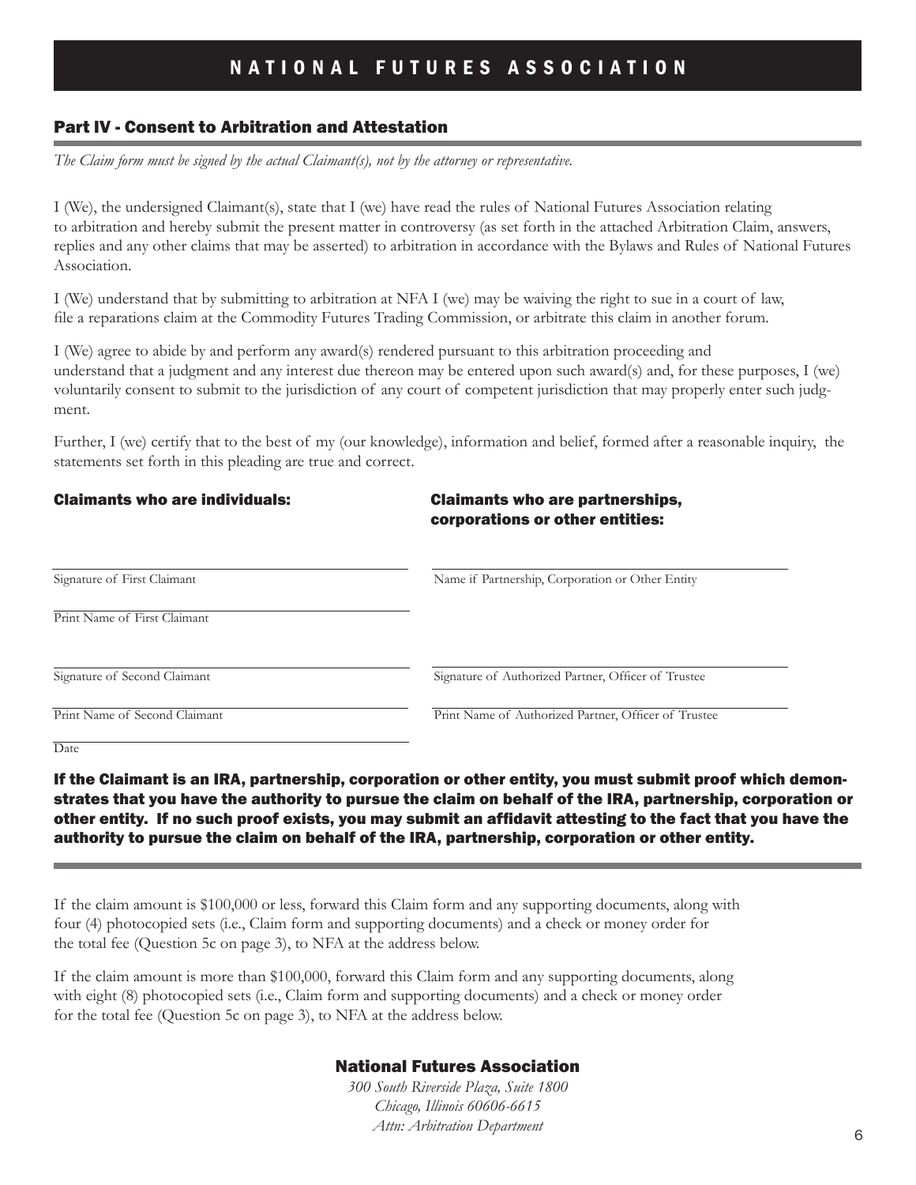# NATIONAL FUTURES ASSOCIATION

## Part IV - Consent to Arbitration and Attestation

*The Claim form must be signed by the actual Claimant(s), not by the attorney or representative.*

I (We), the undersigned Claimant(s), state that I (we) have read the rules of National Futures Association relating to arbitration and hereby submit the present matter in controversy (as set forth in the attached Arbitration Claim, answers, replies and any other claims that may be asserted) to arbitration in accordance with the Bylaws and Rules of National Futures Association.

I (We) understand that by submitting to arbitration at NFA I (we) may be waiving the right to sue in a court of law, file a reparations claim at the Commodity Futures Trading Commission, or arbitrate this claim in another forum.

I (We) agree to abide by and perform any award(s) rendered pursuant to this arbitration proceeding and understand that a judgment and any interest due thereon may be entered upon such award(s) and, for these purposes, I (we) voluntarily consent to submit to the jurisdiction of any court of competent jurisdiction that may properly enter such judgment.

Further, I (we) certify that to the best of my (our knowledge), information and belief, formed after a reasonable inquiry, the statements set forth in this pleading are true and correct.

**Claimants who are individuals:**

Signature of First Claimant

Print Name of First Claimant

Signature of Second Claimant

Print Name of Second Claimant

Date

**Claimants who are partnerships, corporations or other entities:**

Name if Partnership, Corporation or Other Entity

Signature of Authorized Partner, Officer of Trustee

Print Name of Authorized Partner, Officer of Trustee

**If the Claimant is an IRA, partnership, corporation or other entity, you must submit proof which demonstrates that you have the authority to pursue the claim on behalf of the IRA, partnership, corporation or other entity. If no such proof exists, you may submit an affidavit attesting to the fact that you have the authority to pursue the claim on behalf of the IRA, partnership, corporation or other entity.**

If the claim amount is $100,000 or less, forward this Claim form and any supporting documents, along with four (4) photocopied sets (i.e., Claim form and supporting documents) and a check or money order for the total fee (Question 5c on page 3), to NFA at the address below.

If the claim amount is more than $100,000, forward this Claim form and any supporting documents, along with eight (8) photocopied sets (i.e., Claim form and supporting documents) and a check or money order for the total fee (Question 5c on page 3), to NFA at the address below.

**National Futures Association**

*300 South Riverside Plaza, Suite 1800*
*Chicago, Illinois 60606-6615*
*Attn: Arbitration Department*